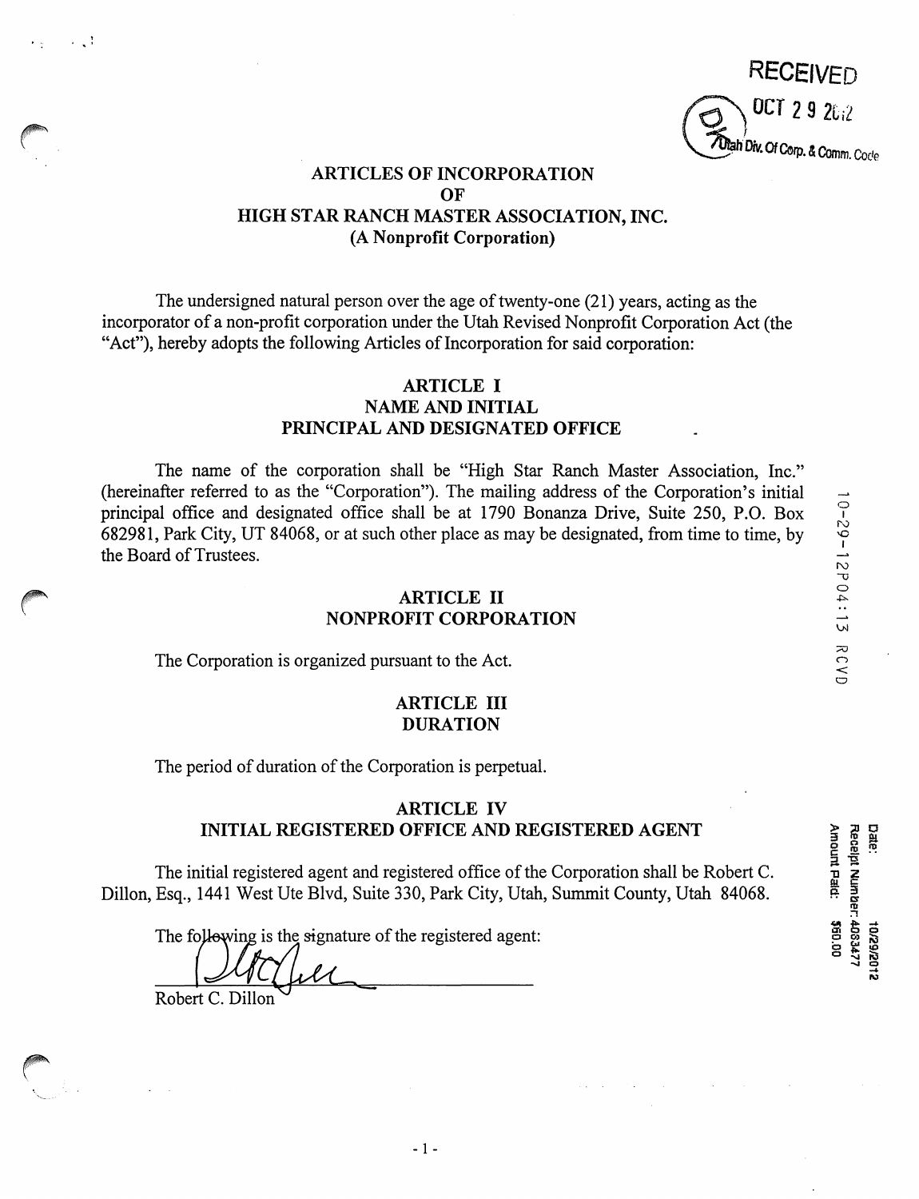RECEIVED

OCT 29 2012

Utah Div. Of Corp. & Comm. Code

# ARTICLES OF INCORPORATION OF HIGH STAR RANCH MASTER ASSOCIATION, INC. (A Nonprofit Corporation)

The undersigned natural person over the age of twenty-one (21) years, acting as the incorporator of a non-profit corporation under the Utah Revised Nonprofit Corporation Act (the "Act"), hereby adopts the following Articles of Incorporation for said corporation:

## ARTICLE I
## NAME AND INITIAL PRINCIPAL AND DESIGNATED OFFICE

The name of the corporation shall be "High Star Ranch Master Association, Inc." (hereinafter referred to as the "Corporation"). The mailing address of the Corporation's initial principal office and designated office shall be at 1790 Bonanza Drive, Suite 250, P.O. Box 682981, Park City, UT 84068, or at such other place as may be designated, from time to time, by the Board of Trustees.

10-29-12P04:13 RCVD

## ARTICLE II
## NONPROFIT CORPORATION

The Corporation is organized pursuant to the Act.

## ARTICLE III
## DURATION

The period of duration of the Corporation is perpetual.

## ARTICLE IV
## INITIAL REGISTERED OFFICE AND REGISTERED AGENT

The initial registered agent and registered office of the Corporation shall be Robert C. Dillon, Esq., 1441 West Ute Blvd, Suite 330, Park City, Utah, Summit County, Utah 84068.

Date: 10/29/2012
Receipt Number: 4083477
Amount Paid: $50.00

The following is the signature of the registered agent:

Robert C. Dillon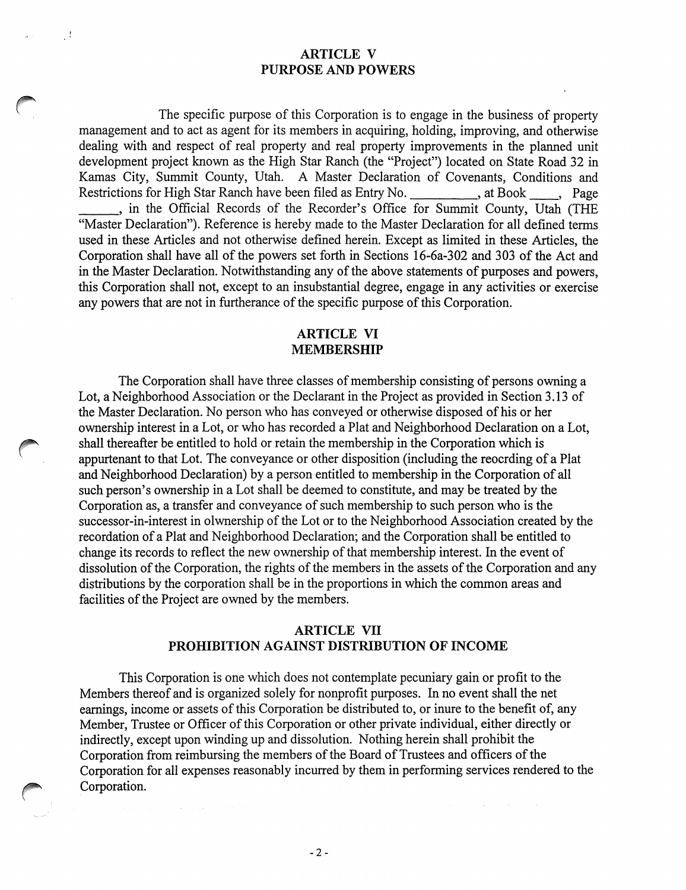## ARTICLE V
## PURPOSE AND POWERS

The specific purpose of this Corporation is to engage in the business of property management and to act as agent for its members in acquiring, holding, improving, and otherwise dealing with and respect of real property and real property improvements in the planned unit development project known as the High Star Ranch (the "Project") located on State Road 32 in Kamas City, Summit County, Utah. A Master Declaration of Covenants, Conditions and Restrictions for High Star Ranch have been filed as Entry No. __________, at Book ____, Page ______, in the Official Records of the Recorder's Office for Summit County, Utah (THE "Master Declaration"). Reference is hereby made to the Master Declaration for all defined terms used in these Articles and not otherwise defined herein. Except as limited in these Articles, the Corporation shall have all of the powers set forth in Sections 16-6a-302 and 303 of the Act and in the Master Declaration. Notwithstanding any of the above statements of purposes and powers, this Corporation shall not, except to an insubstantial degree, engage in any activities or exercise any powers that are not in furtherance of the specific purpose of this Corporation.

## ARTICLE VI
## MEMBERSHIP

The Corporation shall have three classes of membership consisting of persons owning a Lot, a Neighborhood Association or the Declarant in the Project as provided in Section 3.13 of the Master Declaration. No person who has conveyed or otherwise disposed of his or her ownership interest in a Lot, or who has recorded a Plat and Neighborhood Declaration on a Lot, shall thereafter be entitled to hold or retain the membership in the Corporation which is appurtenant to that Lot. The conveyance or other disposition (including the reocrding of a Plat and Neighborhood Declaration) by a person entitled to membership in the Corporation of all such person's ownership in a Lot shall be deemed to constitute, and may be treated by the Corporation as, a transfer and conveyance of such membership to such person who is the successor-in-interest in olwnership of the Lot or to the Neighborhood Association created by the recordation of a Plat and Neighborhood Declaration; and the Corporation shall be entitled to change its records to reflect the new ownership of that membership interest. In the event of dissolution of the Corporation, the rights of the members in the assets of the Corporation and any distributions by the corporation shall be in the proportions in which the common areas and facilities of the Project are owned by the members.

## ARTICLE VII
## PROHIBITION AGAINST DISTRIBUTION OF INCOME

This Corporation is one which does not contemplate pecuniary gain or profit to the Members thereof and is organized solely for nonprofit purposes. In no event shall the net earnings, income or assets of this Corporation be distributed to, or inure to the benefit of, any Member, Trustee or Officer of this Corporation or other private individual, either directly or indirectly, except upon winding up and dissolution. Nothing herein shall prohibit the Corporation from reimbursing the members of the Board of Trustees and officers of the Corporation for all expenses reasonably incurred by them in performing services rendered to the Corporation.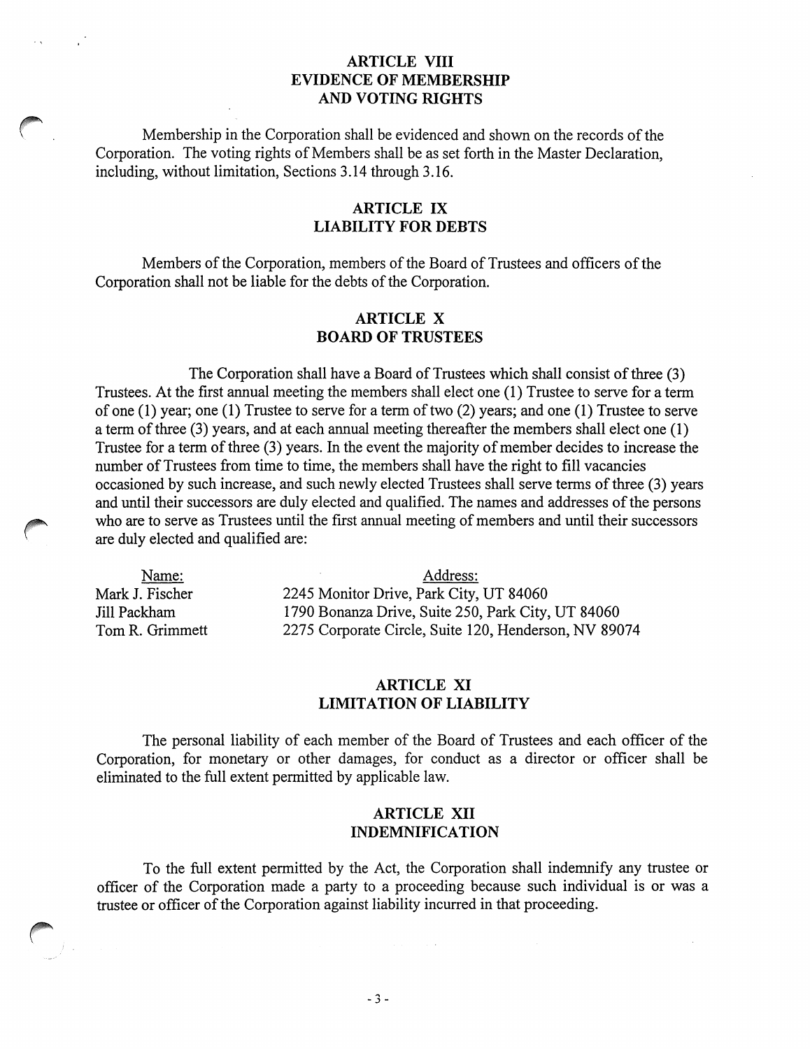## ARTICLE VIII
## EVIDENCE OF MEMBERSHIP AND VOTING RIGHTS

Membership in the Corporation shall be evidenced and shown on the records of the Corporation. The voting rights of Members shall be as set forth in the Master Declaration, including, without limitation, Sections 3.14 through 3.16.

## ARTICLE IX
## LIABILITY FOR DEBTS

Members of the Corporation, members of the Board of Trustees and officers of the Corporation shall not be liable for the debts of the Corporation.

## ARTICLE X
## BOARD OF TRUSTEES

The Corporation shall have a Board of Trustees which shall consist of three (3) Trustees. At the first annual meeting the members shall elect one (1) Trustee to serve for a term of one (1) year; one (1) Trustee to serve for a term of two (2) years; and one (1) Trustee to serve a term of three (3) years, and at each annual meeting thereafter the members shall elect one (1) Trustee for a term of three (3) years. In the event the majority of member decides to increase the number of Trustees from time to time, the members shall have the right to fill vacancies occasioned by such increase, and such newly elected Trustees shall serve terms of three (3) years and until their successors are duly elected and qualified. The names and addresses of the persons who are to serve as Trustees until the first annual meeting of members and until their successors are duly elected and qualified are:

| Name: | Address: |
|---|---|
| Mark J. Fischer | 2245 Monitor Drive, Park City, UT 84060 |
| Jill Packham | 1790 Bonanza Drive, Suite 250, Park City, UT 84060 |
| Tom R. Grimmett | 2275 Corporate Circle, Suite 120, Henderson, NV 89074 |

## ARTICLE XI
## LIMITATION OF LIABILITY

The personal liability of each member of the Board of Trustees and each officer of the Corporation, for monetary or other damages, for conduct as a director or officer shall be eliminated to the full extent permitted by applicable law.

## ARTICLE XII
## INDEMNIFICATION

To the full extent permitted by the Act, the Corporation shall indemnify any trustee or officer of the Corporation made a party to a proceeding because such individual is or was a trustee or officer of the Corporation against liability incurred in that proceeding.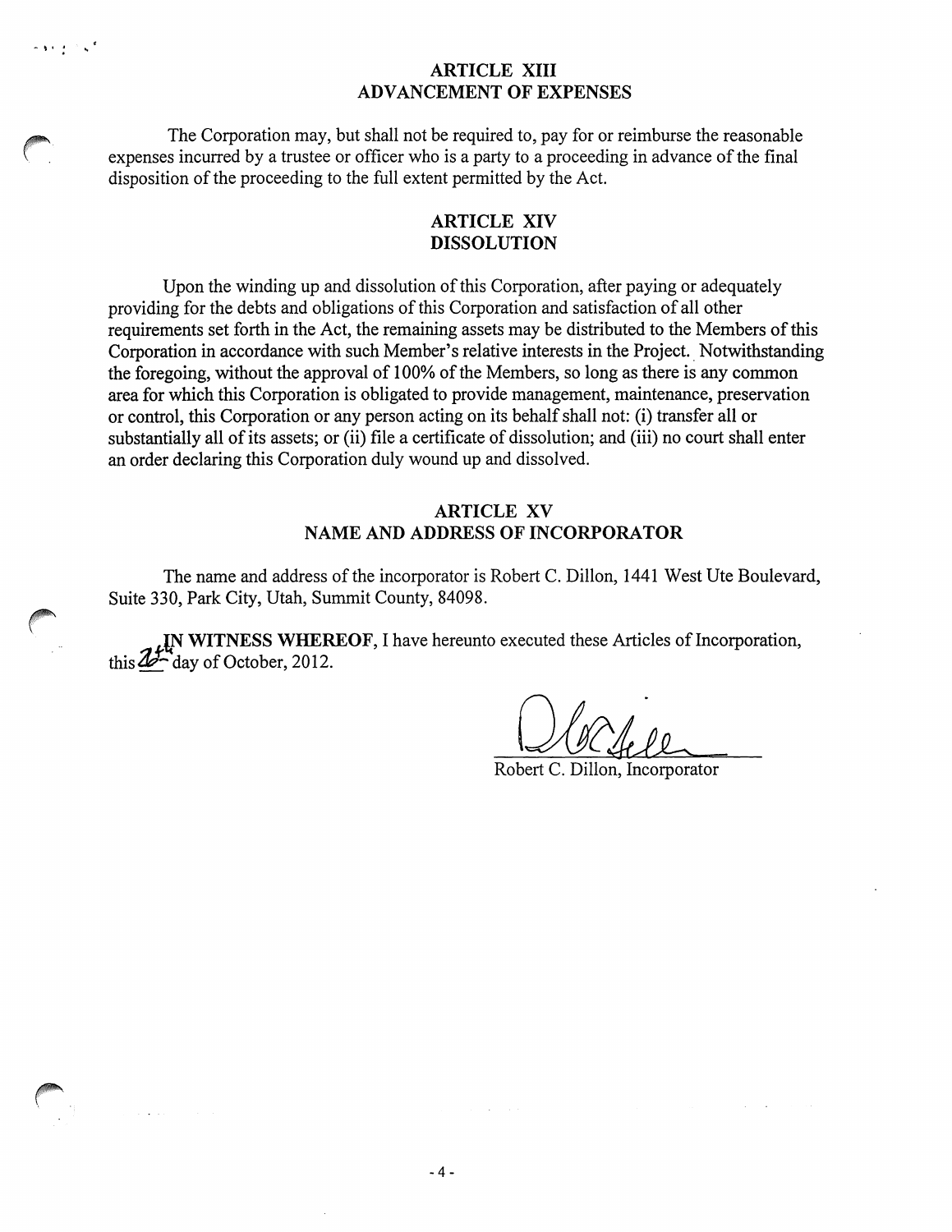## ARTICLE XIII
## ADVANCEMENT OF EXPENSES

The Corporation may, but shall not be required to, pay for or reimburse the reasonable expenses incurred by a trustee or officer who is a party to a proceeding in advance of the final disposition of the proceeding to the full extent permitted by the Act.

## ARTICLE XIV
## DISSOLUTION

Upon the winding up and dissolution of this Corporation, after paying or adequately providing for the debts and obligations of this Corporation and satisfaction of all other requirements set forth in the Act, the remaining assets may be distributed to the Members of this Corporation in accordance with such Member's relative interests in the Project. Notwithstanding the foregoing, without the approval of 100% of the Members, so long as there is any common area for which this Corporation is obligated to provide management, maintenance, preservation or control, this Corporation or any person acting on its behalf shall not: (i) transfer all or substantially all of its assets; or (ii) file a certificate of dissolution; and (iii) no court shall enter an order declaring this Corporation duly wound up and dissolved.

## ARTICLE XV
## NAME AND ADDRESS OF INCORPORATOR

The name and address of the incorporator is Robert C. Dillon, 1441 West Ute Boulevard, Suite 330, Park City, Utah, Summit County, 84098.

**IN WITNESS WHEREOF**, I have hereunto executed these Articles of Incorporation, this 26th day of October, 2012.

Robert C. Dillon, Incorporator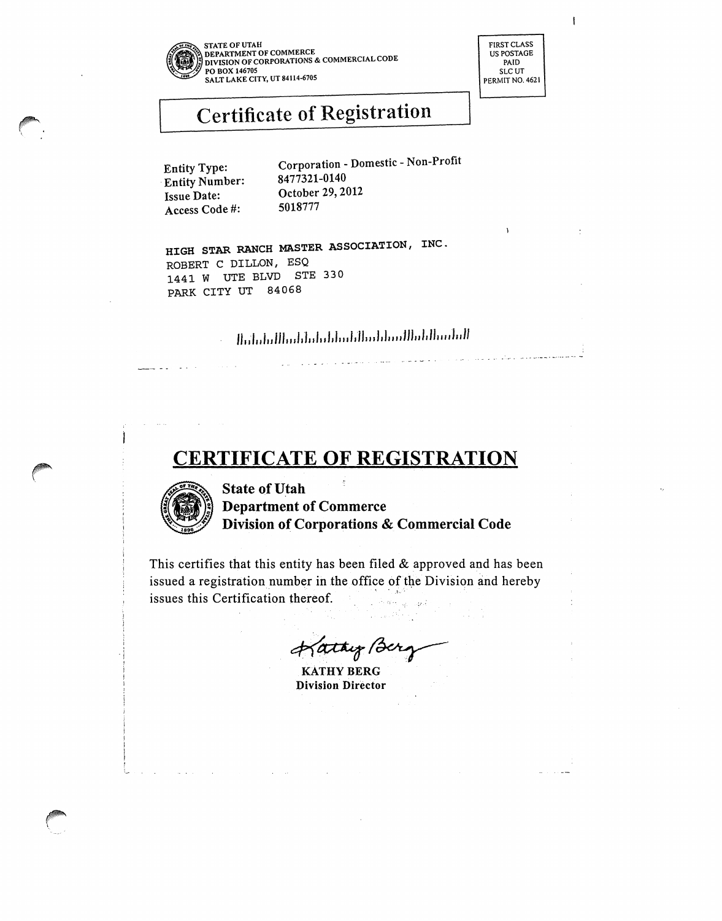STATE OF UTAH
DEPARTMENT OF COMMERCE
DIVISION OF CORPORATIONS & COMMERCIAL CODE
PO BOX 146705
SALT LAKE CITY, UT 84114-6705

FIRST CLASS
US POSTAGE
PAID
SLC UT
PERMIT NO. 4621

# Certificate of Registration

| | |
|---|---|
| Entity Type: | Corporation - Domestic - Non-Profit |
| Entity Number: | 8477321-0140 |
| Issue Date: | October 29, 2012 |
| Access Code #: | 5018777 |

HIGH STAR RANCH MASTER ASSOCIATION, INC.
ROBERT C DILLON, ESQ
1441 W UTE BLVD STE 330
PARK CITY UT 84068

# CERTIFICATE OF REGISTRATION

**State of Utah**
**Department of Commerce**
**Division of Corporations & Commercial Code**

This certifies that this entity has been filed & approved and has been issued a registration number in the office of the Division and hereby issues this Certification thereof.

Kathy Berg

**KATHY BERG**
**Division Director**